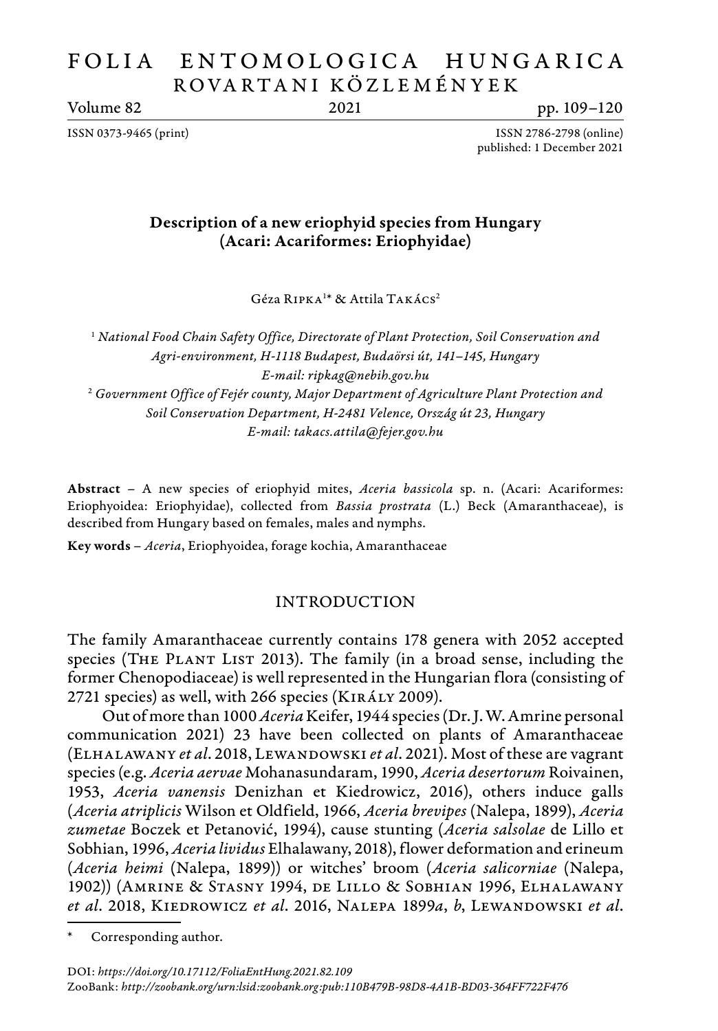# FOLIA ENTOMOLOGICA HUNGARICA
## ROVARTANI KÖZLEMÉNYEK

ISSN 0373-9465 (print) ISSN 2786-2798 (online)
published: 1 December 2021

## Description of a new eriophyid species from Hungary (Acari: Acariformes: Eriophyidae)

Géza Ripka[1]* & Attila Takács[2]

[1] *National Food Chain Safety Office, Directorate of Plant Protection, Soil Conservation and Agri-environment, H-1118 Budapest, Budaörsi út, 141–145, Hungary*
*E-mail: ripkag@nebih.gov.hu*
[2] *Government Office of Fejér county, Major Department of Agriculture Plant Protection and Soil Conservation Department, H-2481 Velence, Ország út 23, Hungary*
*E-mail: takacs.attila@fejer.gov.hu*

**Abstract** – A new species of eriophyid mites, *Aceria bassicola* sp. n. (Acari: Acariformes: Eriophyoidea: Eriophyidae), collected from *Bassia prostrata* (L.) Beck (Amaranthaceae), is described from Hungary based on females, males and nymphs.

**Key words** – *Aceria*, Eriophyoidea, forage kochia, Amaranthaceae

## INTRODUCTION

The family Amaranthaceae currently contains 178 genera with 2052 accepted species (The Plant List 2013). The family (in a broad sense, including the former Chenopodiaceae) is well represented in the Hungarian flora (consisting of 2721 species) as well, with 266 species (Király 2009).

Out of more than 1000 *Aceria* Keifer, 1944 species (Dr. J. W. Amrine personal communication 2021) 23 have been collected on plants of Amaranthaceae (Elhalawany *et al*. 2018, Lewandowski *et al*. 2021). Most of these are vagrant species (e.g. *Aceria aervae* Mohanasundaram, 1990, *Aceria desertorum* Roivainen, 1953, *Aceria vanensis* Denizhan et Kiedrowicz, 2016), others induce galls (*Aceria atriplicis* Wilson et Oldfield, 1966, *Aceria brevipes* (Nalepa, 1899), *Aceria zumetae* Boczek et Petanović, 1994), cause stunting (*Aceria salsolae* de Lillo et Sobhian, 1996, *Aceria lividus* Elhalawany, 2018), flower deformation and erineum (*Aceria heimi* (Nalepa, 1899)) or witches' broom (*Aceria salicorniae* (Nalepa, 1902)) (Amrine & Stasny 1994, de Lillo & Sobhian 1996, Elhalawany *et al*. 2018, Kiedrowicz *et al*. 2016, Nalepa 1899*a*, *b*, Lewandowski *et al*.

\* Corresponding author.

DOI: *https://doi.org/10.17112/FoliaEntHung.2021.82.109*
ZooBank: *http://zoobank.org/urn:lsid:zoobank.org:pub:110B479B-98D8-4A1B-BD03-364FF722F476*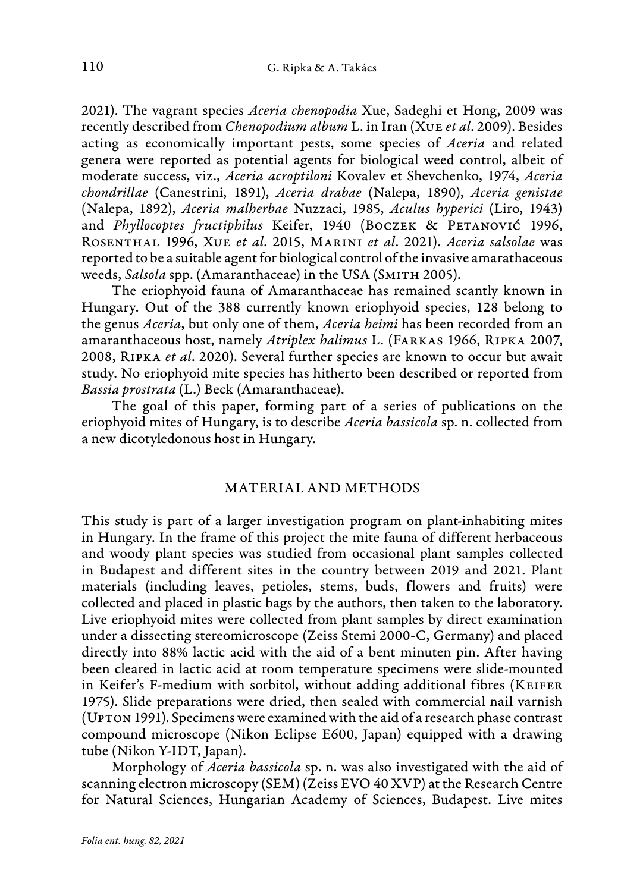2021). The vagrant species *Aceria chenopodia* Xue, Sadeghi et Hong, 2009 was recently described from *Chenopodium album* L. in Iran (Xue *et al*. 2009). Besides acting as economically important pests, some species of *Aceria* and related genera were reported as potential agents for biological weed control, albeit of moderate success, viz., *Aceria acroptiloni* Kovalev et Shevchenko, 1974, *Aceria chondrillae* (Canestrini, 1891), *Aceria drabae* (Nalepa, 1890), *Aceria genistae* (Nalepa, 1892), *Aceria malherbae* Nuzzaci, 1985, *Aculus hyperici* (Liro, 1943) and *Phyllocoptes fructiphilus* Keifer, 1940 (Boczek & Petanović 1996, Rosenthal 1996, Xue *et al*. 2015, Marini *et al*. 2021). *Aceria salsolae* was reported to be a suitable agent for biological control of the invasive amarathaceous weeds, *Salsola* spp. (Amaranthaceae) in the USA (Smith 2005).

The eriophyoid fauna of Amaranthaceae has remained scantly known in Hungary. Out of the 388 currently known eriophyoid species, 128 belong to the genus *Aceria*, but only one of them, *Aceria heimi* has been recorded from an amaranthaceous host, namely *Atriplex halimus* L. (Farkas 1966, Ripka 2007, 2008, Ripka *et al*. 2020). Several further species are known to occur but await study. No eriophyoid mite species has hitherto been described or reported from *Bassia prostrata* (L.) Beck (Amaranthaceae).

The goal of this paper, forming part of a series of publications on the eriophyoid mites of Hungary, is to describe *Aceria bassicola* sp. n. collected from a new dicotyledonous host in Hungary.

## MATERIAL AND METHODS

This study is part of a larger investigation program on plant-inhabiting mites in Hungary. In the frame of this project the mite fauna of different herbaceous and woody plant species was studied from occasional plant samples collected in Budapest and different sites in the country between 2019 and 2021. Plant materials (including leaves, petioles, stems, buds, flowers and fruits) were collected and placed in plastic bags by the authors, then taken to the laboratory. Live eriophyoid mites were collected from plant samples by direct examination under a dissecting stereomicroscope (Zeiss Stemi 2000-C, Germany) and placed directly into 88% lactic acid with the aid of a bent minuten pin. After having been cleared in lactic acid at room temperature specimens were slide-mounted in Keifer's F-medium with sorbitol, without adding additional fibres (Keifer 1975). Slide preparations were dried, then sealed with commercial nail varnish (Upton 1991). Specimens were examined with the aid of a research phase contrast compound microscope (Nikon Eclipse E600, Japan) equipped with a drawing tube (Nikon Y-IDT, Japan).

Morphology of *Aceria bassicola* sp. n. was also investigated with the aid of scanning electron microscopy (SEM) (Zeiss EVO 40 XVP) at the Research Centre for Natural Sciences, Hungarian Academy of Sciences, Budapest. Live mites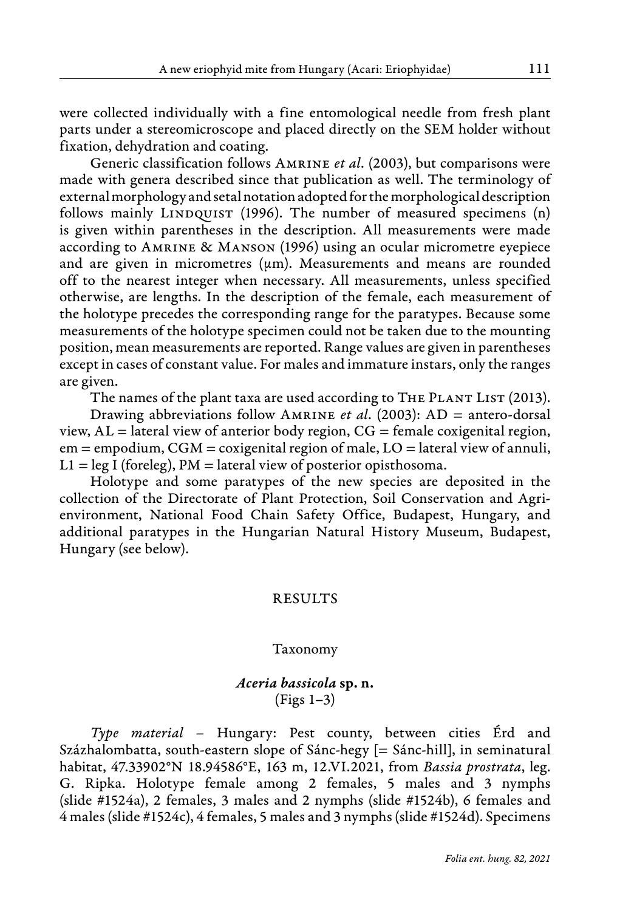were collected individually with a fine entomological needle from fresh plant parts under a stereomicroscope and placed directly on the SEM holder without fixation, dehydration and coating.

Generic classification follows Amrine *et al*. (2003), but comparisons were made with genera described since that publication as well. The terminology of external morphology and setal notation adopted for the morphological description follows mainly Lindquist (1996). The number of measured specimens (n) is given within parentheses in the description. All measurements were made according to Amrine & Manson (1996) using an ocular micrometre eyepiece and are given in micrometres (μm). Measurements and means are rounded off to the nearest integer when necessary. All measurements, unless specified otherwise, are lengths. In the description of the female, each measurement of the holotype precedes the corresponding range for the paratypes. Because some measurements of the holotype specimen could not be taken due to the mounting position, mean measurements are reported. Range values are given in parentheses except in cases of constant value. For males and immature instars, only the ranges are given.

The names of the plant taxa are used according to The Plant List (2013).

Drawing abbreviations follow Amrine *et al*. (2003): AD = antero-dorsal view, AL = lateral view of anterior body region, CG = female coxigenital region, em = empodium, CGM = coxigenital region of male, LO = lateral view of annuli, L1 = leg I (foreleg), PM = lateral view of posterior opisthosoma.

Holotype and some paratypes of the new species are deposited in the collection of the Directorate of Plant Protection, Soil Conservation and Agri-environment, National Food Chain Safety Office, Budapest, Hungary, and additional paratypes in the Hungarian Natural History Museum, Budapest, Hungary (see below).

## RESULTS

### Taxonomy

### *Aceria bassicola* sp. n.
(Figs 1–3)

*Type material* – Hungary: Pest county, between cities Érd and Százhalombatta, south-eastern slope of Sánc-hegy [= Sánc-hill], in seminatural habitat, 47.33902°N 18.94586°E, 163 m, 12.VI.2021, from *Bassia prostrata*, leg. G. Ripka. Holotype female among 2 females, 5 males and 3 nymphs (slide #1524a), 2 females, 3 males and 2 nymphs (slide #1524b), 6 females and 4 males (slide #1524c), 4 females, 5 males and 3 nymphs (slide #1524d). Specimens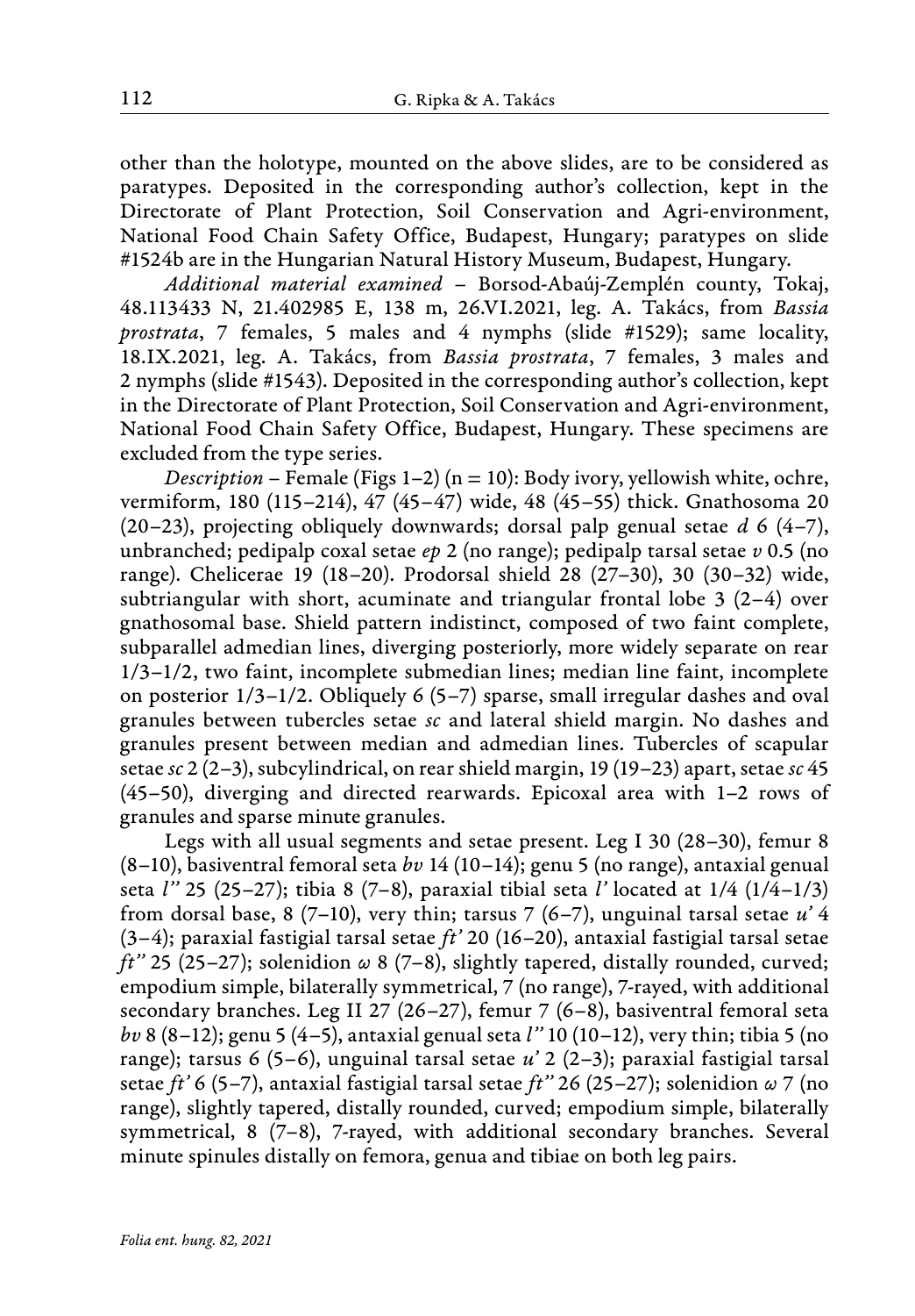other than the holotype, mounted on the above slides, are to be considered as paratypes. Deposited in the corresponding author's collection, kept in the Directorate of Plant Protection, Soil Conservation and Agri-environment, National Food Chain Safety Office, Budapest, Hungary; paratypes on slide #1524b are in the Hungarian Natural History Museum, Budapest, Hungary.

*Additional material examined* – Borsod-Abaúj-Zemplén county, Tokaj, 48.113433 N, 21.402985 E, 138 m, 26.VI.2021, leg. A. Takács, from *Bassia prostrata*, 7 females, 5 males and 4 nymphs (slide #1529); same locality, 18.IX.2021, leg. A. Takács, from *Bassia prostrata*, 7 females, 3 males and 2 nymphs (slide #1543). Deposited in the corresponding author's collection, kept in the Directorate of Plant Protection, Soil Conservation and Agri-environment, National Food Chain Safety Office, Budapest, Hungary. These specimens are excluded from the type series.

*Description* – Female (Figs 1–2) (n = 10): Body ivory, yellowish white, ochre, vermiform, 180 (115–214), 47 (45–47) wide, 48 (45–55) thick. Gnathosoma 20 (20–23), projecting obliquely downwards; dorsal palp genual setae *d* 6 (4–7), unbranched; pedipalp coxal setae *ep* 2 (no range); pedipalp tarsal setae *v* 0.5 (no range). Chelicerae 19 (18–20). Prodorsal shield 28 (27–30), 30 (30–32) wide, subtriangular with short, acuminate and triangular frontal lobe 3 (2–4) over gnathosomal base. Shield pattern indistinct, composed of two faint complete, subparallel admedian lines, diverging posteriorly, more widely separate on rear 1/3–1/2, two faint, incomplete submedian lines; median line faint, incomplete on posterior 1/3–1/2. Obliquely 6 (5–7) sparse, small irregular dashes and oval granules between tubercles setae *sc* and lateral shield margin. No dashes and granules present between median and admedian lines. Tubercles of scapular setae *sc* 2 (2–3), subcylindrical, on rear shield margin, 19 (19–23) apart, setae *sc* 45 (45–50), diverging and directed rearwards. Epicoxal area with 1–2 rows of granules and sparse minute granules.

Legs with all usual segments and setae present. Leg I 30 (28–30), femur 8 (8–10), basiventral femoral seta *bv* 14 (10–14); genu 5 (no range), antaxial genual seta *l''* 25 (25–27); tibia 8 (7–8), paraxial tibial seta *l'* located at 1/4 (1/4–1/3) from dorsal base, 8 (7–10), very thin; tarsus 7 (6–7), unguinal tarsal setae *u'* 4 (3–4); paraxial fastigial tarsal setae *ft'* 20 (16–20), antaxial fastigial tarsal setae *ft''* 25 (25–27); solenidion *ω* 8 (7–8), slightly tapered, distally rounded, curved; empodium simple, bilaterally symmetrical, 7 (no range), 7-rayed, with additional secondary branches. Leg II 27 (26–27), femur 7 (6–8), basiventral femoral seta *bv* 8 (8–12); genu 5 (4–5), antaxial genual seta *l''* 10 (10–12), very thin; tibia 5 (no range); tarsus 6 (5–6), unguinal tarsal setae *u'* 2 (2–3); paraxial fastigial tarsal setae *ft'* 6 (5–7), antaxial fastigial tarsal setae *ft''* 26 (25–27); solenidion *ω* 7 (no range), slightly tapered, distally rounded, curved; empodium simple, bilaterally symmetrical, 8 (7–8), 7-rayed, with additional secondary branches. Several minute spinules distally on femora, genua and tibiae on both leg pairs.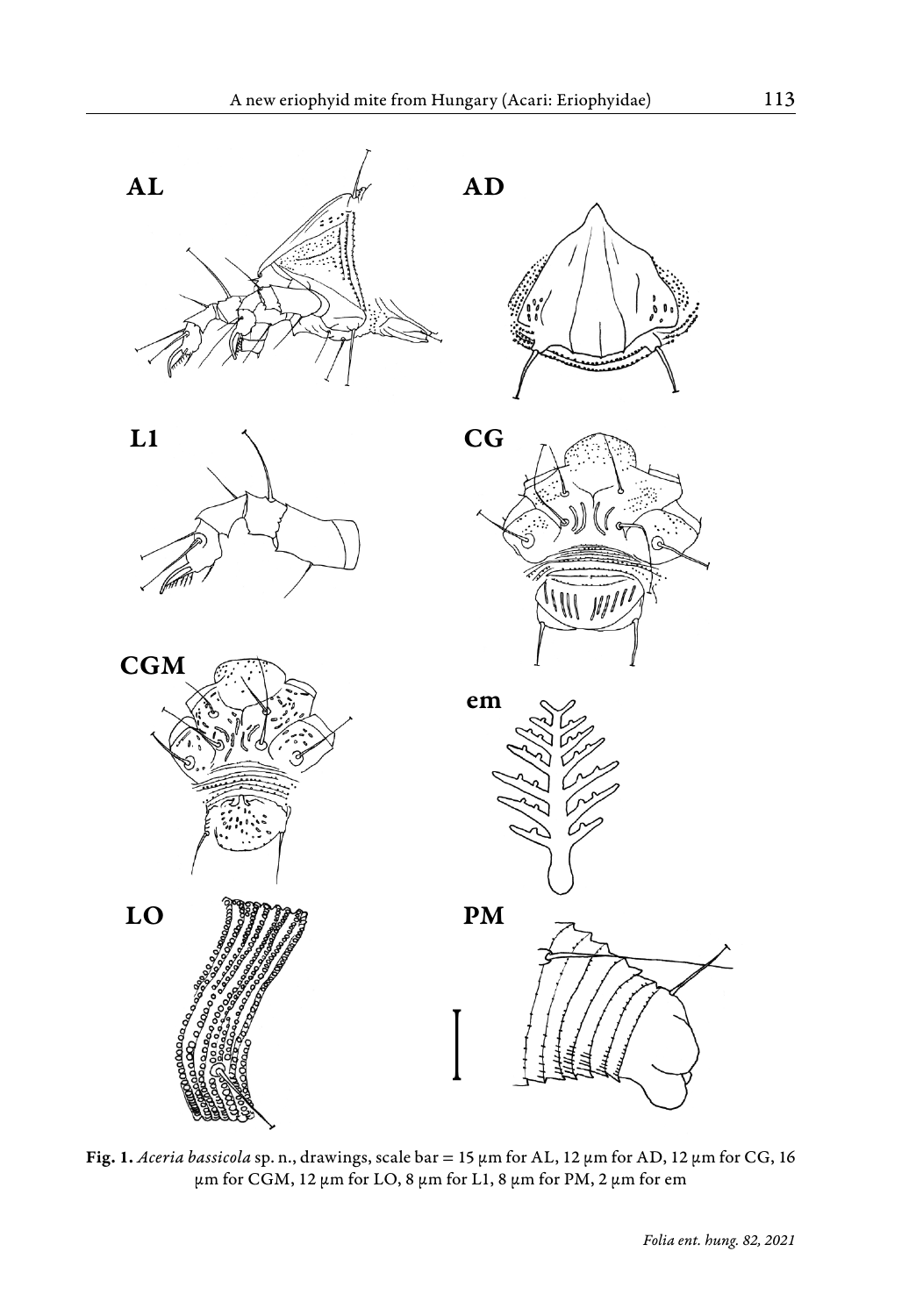**Fig. 1.** *Aceria bassicola* sp. n., drawings, scale bar = 15 µm for AL, 12 µm for AD, 12 µm for CG, 16 µm for CGM, 12 µm for LO, 8 µm for L1, 8 µm for PM, 2 µm for em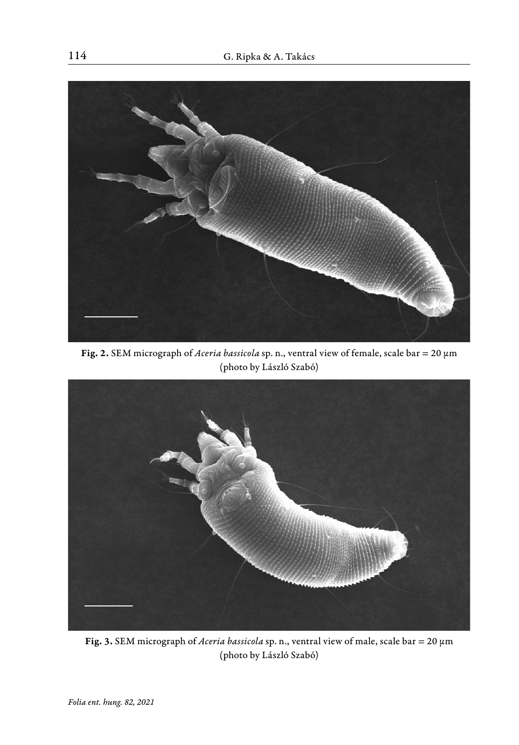**Fig. 2.** SEM micrograph of *Aceria bassicola* sp. n., ventral view of female, scale bar = 20 µm (photo by László Szabó)

**Fig. 3.** SEM micrograph of *Aceria bassicola* sp. n., ventral view of male, scale bar = 20 µm (photo by László Szabó)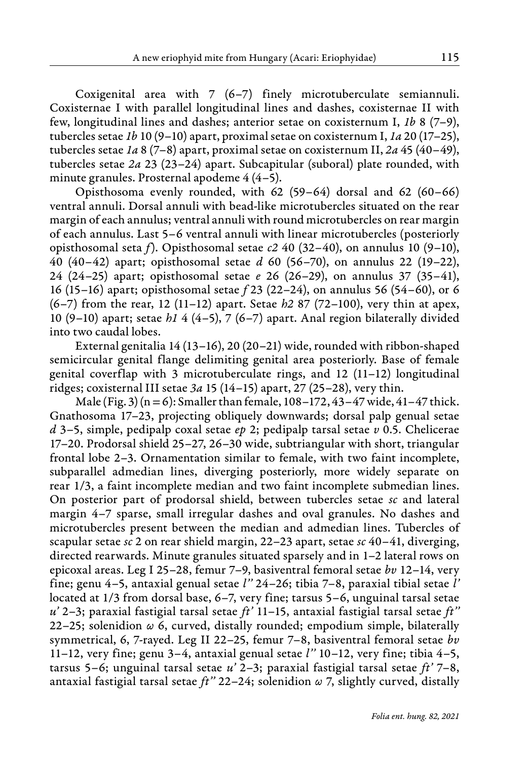Coxigenital area with 7 (6–7) finely microtuberculate semiannuli. Coxisternae I with parallel longitudinal lines and dashes, coxisternae II with few, longitudinal lines and dashes; anterior setae on coxisternum I, *1b* 8 (7–9), tubercles setae *1b* 10 (9–10) apart, proximal setae on coxisternum I, *1a* 20 (17–25), tubercles setae *1a* 8 (7–8) apart, proximal setae on coxisternum II, *2a* 45 (40–49), tubercles setae *2a* 23 (23–24) apart. Subcapitular (suboral) plate rounded, with minute granules. Prosternal apodeme 4 (4–5).

Opisthosoma evenly rounded, with 62 (59–64) dorsal and 62 (60–66) ventral annuli. Dorsal annuli with bead-like microtubercles situated on the rear margin of each annulus; ventral annuli with round microtubercles on rear margin of each annulus. Last 5–6 ventral annuli with linear microtubercles (posteriorly opisthosomal seta *f*). Opisthosomal setae *c2* 40 (32–40), on annulus 10 (9–10), 40 (40–42) apart; opisthosomal setae *d* 60 (56–70), on annulus 22 (19–22), 24 (24–25) apart; opisthosomal setae *e* 26 (26–29), on annulus 37 (35–41), 16 (15–16) apart; opisthosomal setae *f* 23 (22–24), on annulus 56 (54–60), or 6 (6–7) from the rear, 12 (11–12) apart. Setae *h2* 87 (72–100), very thin at apex, 10 (9–10) apart; setae *h1* 4 (4–5), 7 (6–7) apart. Anal region bilaterally divided into two caudal lobes.

External genitalia 14 (13–16), 20 (20–21) wide, rounded with ribbon-shaped semicircular genital flange delimiting genital area posteriorly. Base of female genital coverflap with 3 microtuberculate rings, and 12 (11–12) longitudinal ridges; coxisternal III setae *3a* 15 (14–15) apart, 27 (25–28), very thin.

Male (Fig. 3) (n = 6): Smaller than female, 108–172, 43–47 wide, 41–47 thick. Gnathosoma 17–23, projecting obliquely downwards; dorsal palp genual setae *d* 3–5, simple, pedipalp coxal setae *ep* 2; pedipalp tarsal setae *v* 0.5. Chelicerae 17–20. Prodorsal shield 25–27, 26–30 wide, subtriangular with short, triangular frontal lobe 2–3. Ornamentation similar to female, with two faint incomplete, subparallel admedian lines, diverging posteriorly, more widely separate on rear 1/3, a faint incomplete median and two faint incomplete submedian lines. On posterior part of prodorsal shield, between tubercles setae *sc* and lateral margin 4–7 sparse, small irregular dashes and oval granules. No dashes and microtubercles present between the median and admedian lines. Tubercles of scapular setae *sc* 2 on rear shield margin, 22–23 apart, setae *sc* 40–41, diverging, directed rearwards. Minute granules situated sparsely and in 1–2 lateral rows on epicoxal areas. Leg I 25–28, femur 7–9, basiventral femoral setae *bv* 12–14, very fine; genu 4–5, antaxial genual setae *l"* 24–26; tibia 7–8, paraxial tibial setae *l'* located at 1/3 from dorsal base, 6–7, very fine; tarsus 5–6, unguinal tarsal setae *u'* 2–3; paraxial fastigial tarsal setae *ft'* 11–15, antaxial fastigial tarsal setae *ft"* 22–25; solenidion *ω* 6, curved, distally rounded; empodium simple, bilaterally symmetrical, 6, 7-rayed. Leg II 22–25, femur 7–8, basiventral femoral setae *bv* 11–12, very fine; genu 3–4, antaxial genual setae *l"* 10–12, very fine; tibia 4–5, tarsus 5–6; unguinal tarsal setae *u'* 2–3; paraxial fastigial tarsal setae *ft'* 7–8, antaxial fastigial tarsal setae *ft"* 22–24; solenidion *ω* 7, slightly curved, distally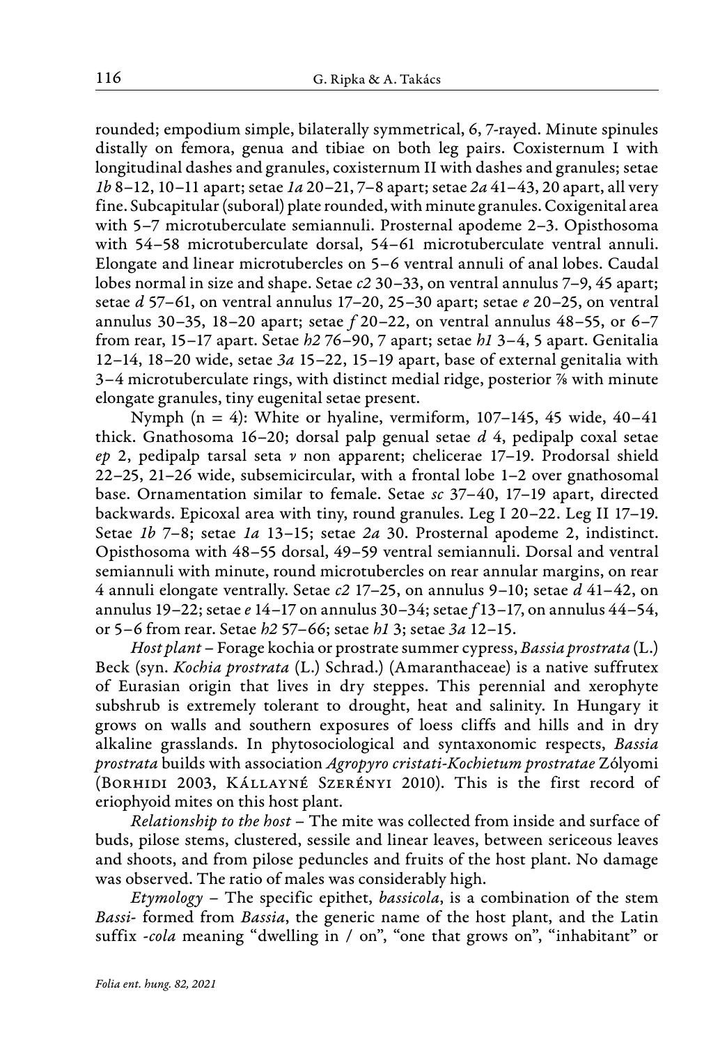rounded; empodium simple, bilaterally symmetrical, 6, 7-rayed. Minute spinules distally on femora, genua and tibiae on both leg pairs. Coxisternum I with longitudinal dashes and granules, coxisternum II with dashes and granules; setae *1b* 8–12, 10–11 apart; setae *1a* 20–21, 7–8 apart; setae *2a* 41–43, 20 apart, all very fine. Subcapitular (suboral) plate rounded, with minute granules. Coxigenital area with 5–7 microtuberculate semiannuli. Prosternal apodeme 2–3. Opisthosoma with 54–58 microtuberculate dorsal, 54–61 microtuberculate ventral annuli. Elongate and linear microtubercles on 5–6 ventral annuli of anal lobes. Caudal lobes normal in size and shape. Setae *c2* 30–33, on ventral annulus 7–9, 45 apart; setae *d* 57–61, on ventral annulus 17–20, 25–30 apart; setae *e* 20–25, on ventral annulus 30–35, 18–20 apart; setae *f* 20–22, on ventral annulus 48–55, or 6–7 from rear, 15–17 apart. Setae *h2* 76–90, 7 apart; setae *h1* 3–4, 5 apart. Genitalia 12–14, 18–20 wide, setae *3a* 15–22, 15–19 apart, base of external genitalia with 3–4 microtuberculate rings, with distinct medial ridge, posterior ⅞ with minute elongate granules, tiny eugenital setae present.

Nymph (n = 4): White or hyaline, vermiform, 107–145, 45 wide, 40–41 thick. Gnathosoma 16–20; dorsal palp genual setae *d* 4, pedipalp coxal setae *ep* 2, pedipalp tarsal seta *v* non apparent; chelicerae 17–19. Prodorsal shield 22–25, 21–26 wide, subsemicircular, with a frontal lobe 1–2 over gnathosomal base. Ornamentation similar to female. Setae *sc* 37–40, 17–19 apart, directed backwards. Epicoxal area with tiny, round granules. Leg I 20–22. Leg II 17–19. Setae *1b* 7–8; setae *1a* 13–15; setae *2a* 30. Prosternal apodeme 2, indistinct. Opisthosoma with 48–55 dorsal, 49–59 ventral semiannuli. Dorsal and ventral semiannuli with minute, round microtubercles on rear annular margins, on rear 4 annuli elongate ventrally. Setae *c2* 17–25, on annulus 9–10; setae *d* 41–42, on annulus 19–22; setae *e* 14–17 on annulus 30–34; setae *f* 13–17, on annulus 44–54, or 5–6 from rear. Setae *h2* 57–66; setae *h1* 3; setae *3a* 12–15.

*Host plant* – Forage kochia or prostrate summer cypress, *Bassia prostrata* (L.) Beck (syn. *Kochia prostrata* (L.) Schrad.) (Amaranthaceae) is a native suffrutex of Eurasian origin that lives in dry steppes. This perennial and xerophyte subshrub is extremely tolerant to drought, heat and salinity. In Hungary it grows on walls and southern exposures of loess cliffs and hills and in dry alkaline grasslands. In phytosociological and syntaxonomic respects, *Bassia prostrata* builds with association *Agropyro cristati-Kochietum prostratae* Zólyomi (Borhidi 2003, Kállayné Szerényi 2010). This is the first record of eriophyoid mites on this host plant.

*Relationship to the host* – The mite was collected from inside and surface of buds, pilose stems, clustered, sessile and linear leaves, between sericeous leaves and shoots, and from pilose peduncles and fruits of the host plant. No damage was observed. The ratio of males was considerably high.

*Etymology* – The specific epithet, *bassicola*, is a combination of the stem *Bassi-* formed from *Bassia*, the generic name of the host plant, and the Latin suffix *-cola* meaning "dwelling in / on", "one that grows on", "inhabitant" or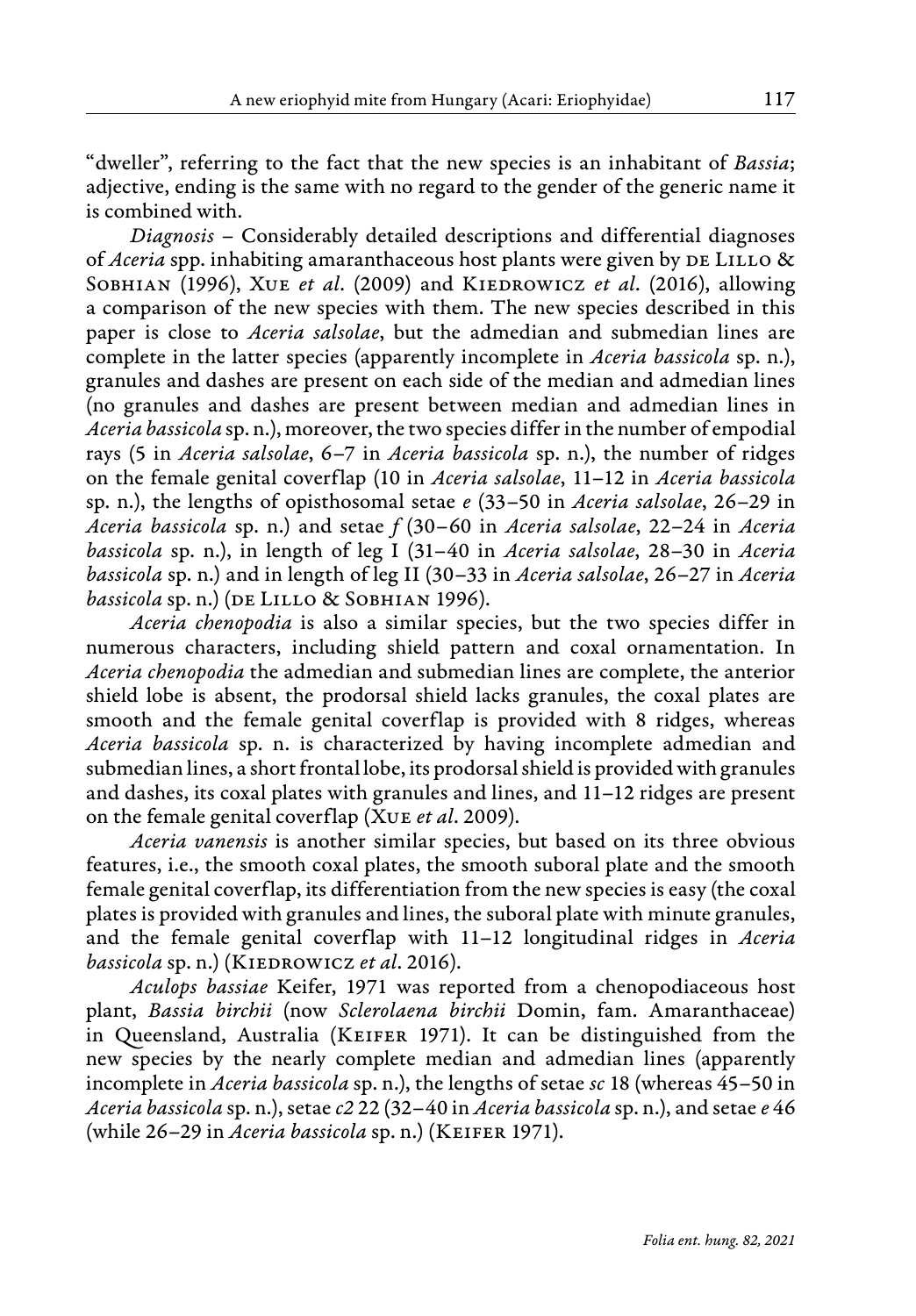"dweller", referring to the fact that the new species is an inhabitant of *Bassia*; adjective, ending is the same with no regard to the gender of the generic name it is combined with.

*Diagnosis* – Considerably detailed descriptions and differential diagnoses of *Aceria* spp. inhabiting amaranthaceous host plants were given by de Lillo & Sobhian (1996), Xue *et al*. (2009) and Kiedrowicz *et al*. (2016), allowing a comparison of the new species with them. The new species described in this paper is close to *Aceria salsolae*, but the admedian and submedian lines are complete in the latter species (apparently incomplete in *Aceria bassicola* sp. n.), granules and dashes are present on each side of the median and admedian lines (no granules and dashes are present between median and admedian lines in *Aceria bassicola* sp. n.), moreover, the two species differ in the number of empodial rays (5 in *Aceria salsolae*, 6–7 in *Aceria bassicola* sp. n.), the number of ridges on the female genital coverflap (10 in *Aceria salsolae*, 11–12 in *Aceria bassicola* sp. n.), the lengths of opisthosomal setae *e* (33–50 in *Aceria salsolae*, 26–29 in *Aceria bassicola* sp. n.) and setae *f* (30–60 in *Aceria salsolae*, 22–24 in *Aceria bassicola* sp. n.), in length of leg I (31–40 in *Aceria salsolae*, 28–30 in *Aceria bassicola* sp. n.) and in length of leg II (30–33 in *Aceria salsolae*, 26–27 in *Aceria bassicola* sp. n.) (de Lillo & Sobhian 1996).

*Aceria chenopodia* is also a similar species, but the two species differ in numerous characters, including shield pattern and coxal ornamentation. In *Aceria chenopodia* the admedian and submedian lines are complete, the anterior shield lobe is absent, the prodorsal shield lacks granules, the coxal plates are smooth and the female genital coverflap is provided with 8 ridges, whereas *Aceria bassicola* sp. n. is characterized by having incomplete admedian and submedian lines, a short frontal lobe, its prodorsal shield is provided with granules and dashes, its coxal plates with granules and lines, and 11–12 ridges are present on the female genital coverflap (Xue *et al*. 2009).

*Aceria vanensis* is another similar species, but based on its three obvious features, i.e., the smooth coxal plates, the smooth suboral plate and the smooth female genital coverflap, its differentiation from the new species is easy (the coxal plates is provided with granules and lines, the suboral plate with minute granules, and the female genital coverflap with 11–12 longitudinal ridges in *Aceria bassicola* sp. n.) (Kiedrowicz *et al*. 2016).

*Aculops bassiae* Keifer, 1971 was reported from a chenopodiaceous host plant, *Bassia birchii* (now *Sclerolaena birchii* Domin, fam. Amaranthaceae) in Queensland, Australia (Keifer 1971). It can be distinguished from the new species by the nearly complete median and admedian lines (apparently incomplete in *Aceria bassicola* sp. n.), the lengths of setae *sc* 18 (whereas 45–50 in *Aceria bassicola* sp. n.), setae *c2* 22 (32–40 in *Aceria bassicola* sp. n.), and setae *e* 46 (while 26–29 in *Aceria bassicola* sp. n.) (Keifer 1971).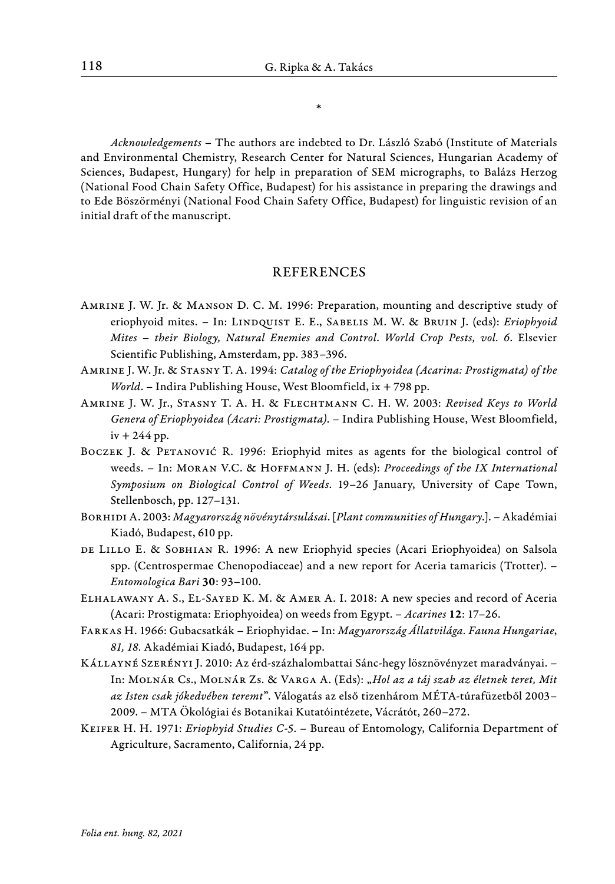*

*Acknowledgements* – The authors are indebted to Dr. László Szabó (Institute of Materials and Environmental Chemistry, Research Center for Natural Sciences, Hungarian Academy of Sciences, Budapest, Hungary) for help in preparation of SEM micrographs, to Balázs Herzog (National Food Chain Safety Office, Budapest) for his assistance in preparing the drawings and to Ede Böszörményi (National Food Chain Safety Office, Budapest) for linguistic revision of an initial draft of the manuscript.

## REFERENCES

Amrine J. W. Jr. & Manson D. C. M. 1996: Preparation, mounting and descriptive study of eriophyoid mites. – In: Lindquist E. E., Sabelis M. W. & Bruin J. (eds): *Eriophyoid Mites – their Biology, Natural Enemies and Control. World Crop Pests, vol. 6*. Elsevier Scientific Publishing, Amsterdam, pp. 383–396.

Amrine J. W. Jr. & Stasny T. A. 1994: *Catalog of the Eriophyoidea (Acarina: Prostigmata) of the World*. – Indira Publishing House, West Bloomfield, ix + 798 pp.

Amrine J. W. Jr., Stasny T. A. H. & Flechtmann C. H. W. 2003: *Revised Keys to World Genera of Eriophyoidea (Acari: Prostigmata)*. – Indira Publishing House, West Bloomfield, iv + 244 pp.

Boczek J. & Petanović R. 1996: Eriophyid mites as agents for the biological control of weeds. – In: Moran V.C. & Hoffmann J. H. (eds): *Proceedings of the IX International Symposium on Biological Control of Weeds*. 19–26 January, University of Cape Town, Stellenbosch, pp. 127–131.

Borhidi A. 2003: *Magyarország növénytársulásai*. [*Plant communities of Hungary*.]. – Akadémiai Kiadó, Budapest, 610 pp.

de Lillo E. & Sobhian R. 1996: A new Eriophyid species (Acari Eriophyoidea) on Salsola spp. (Centrospermae Chenopodiaceae) and a new report for Aceria tamaricis (Trotter). – *Entomologica Bari* **30**: 93–100.

Elhalawany A. S., El-Sayed K. M. & Amer A. I. 2018: A new species and record of Aceria (Acari: Prostigmata: Eriophyoidea) on weeds from Egypt. – *Acarines* **12**: 17–26.

Farkas H. 1966: Gubacsatkák – Eriophyidae. – In: *Magyarország Állatvilága. Fauna Hungariae, 81, 18.* Akadémiai Kiadó, Budapest, 164 pp.

Kállayné Szerényi J. 2010: Az érd-százhalombattai Sánc-hegy lösznövényzet maradványai. – In: Molnár Cs., Molnár Zs. & Varga A. (Eds): „*Hol az a táj szab az életnek teret, Mit az Isten csak jókedvében teremt*". Válogatás az első tizenhárom MÉTA-túrafüzetből 2003–2009. – MTA Ökológiai és Botanikai Kutatóintézete, Vácrátót, 260–272.

Keifer H. H. 1971: *Eriophyid Studies C-5*. – Bureau of Entomology, California Department of Agriculture, Sacramento, California, 24 pp.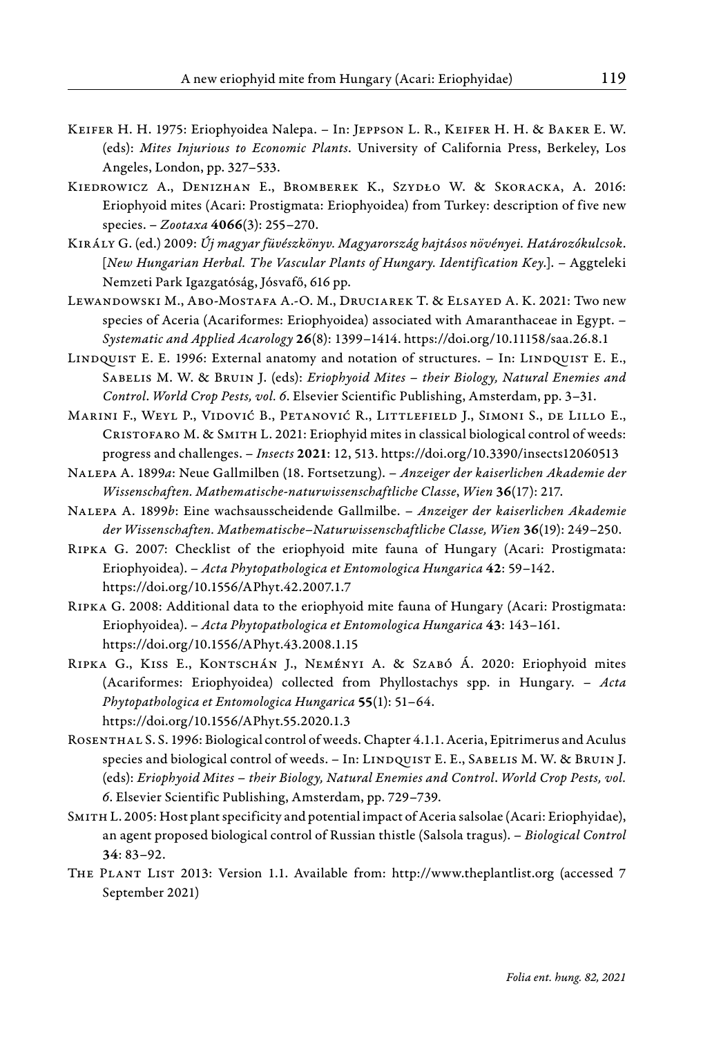Keifer H. H. 1975: Eriophyoidea Nalepa. – In: Jeppson L. R., Keifer H. H. & Baker E. W. (eds): *Mites Injurious to Economic Plants*. University of California Press, Berkeley, Los Angeles, London, pp. 327–533.

Kiedrowicz A., Denizhan E., Bromberek K., Szydło W. & Skoracka, A. 2016: Eriophyoid mites (Acari: Prostigmata: Eriophyoidea) from Turkey: description of five new species. – *Zootaxa* **4066**(3): 255–270.

Király G. (ed.) 2009: *Új magyar füvészkönyv. Magyarország hajtásos növényei. Határozókulcsok*. [*New Hungarian Herbal. The Vascular Plants of Hungary. Identification Key*.]. – Aggteleki Nemzeti Park Igazgatóság, Jósvafő, 616 pp.

Lewandowski M., Abo-Mostafa A.-O. M., Druciarek T. & Elsayed A. K. 2021: Two new species of Aceria (Acariformes: Eriophyoidea) associated with Amaranthaceae in Egypt. – *Systematic and Applied Acarology* **26**(8): 1399–1414. https://doi.org/10.11158/saa.26.8.1

Lindquist E. E. 1996: External anatomy and notation of structures. – In: Lindquist E. E., Sabelis M. W. & Bruin J. (eds): *Eriophyoid Mites – their Biology, Natural Enemies and Control*. *World Crop Pests, vol. 6*. Elsevier Scientific Publishing, Amsterdam, pp. 3–31.

Marini F., Weyl P., Vidović B., Petanović R., Littlefield J., Simoni S., de Lillo E., Cristofaro M. & Smith L. 2021: Eriophyid mites in classical biological control of weeds: progress and challenges. – *Insects* **2021**: 12, 513. https://doi.org/10.3390/insects12060513

Nalepa A. 1899*a*: Neue Gallmilben (18. Fortsetzung). – *Anzeiger der kaiserlichen Akademie der Wissenschaften. Mathematische-naturwissenschaftliche Classe*, *Wien* **36**(17): 217.

Nalepa A. 1899*b*: Eine wachsausscheidende Gallmilbe. – *Anzeiger der kaiserlichen Akademie der Wissenschaften. Mathematische–Naturwissenschaftliche Classe, Wien* **36**(19): 249–250.

Ripka G. 2007: Checklist of the eriophyoid mite fauna of Hungary (Acari: Prostigmata: Eriophyoidea). – *Acta Phytopathologica et Entomologica Hungarica* **42**: 59–142. https://doi.org/10.1556/APhyt.42.2007.1.7

Ripka G. 2008: Additional data to the eriophyoid mite fauna of Hungary (Acari: Prostigmata: Eriophyoidea). – *Acta Phytopathologica et Entomologica Hungarica* **43**: 143–161. https://doi.org/10.1556/APhyt.43.2008.1.15

Ripka G., Kiss E., Kontschán J., Neményi A. & Szabó Á. 2020: Eriophyoid mites (Acariformes: Eriophyoidea) collected from Phyllostachys spp. in Hungary. – *Acta Phytopathologica et Entomologica Hungarica* **55**(1): 51–64. https://doi.org/10.1556/APhyt.55.2020.1.3

Rosenthal S. S. 1996: Biological control of weeds. Chapter 4.1.1. Aceria, Epitrimerus and Aculus species and biological control of weeds. – In: Lindquist E. E., Sabelis M. W. & Bruin J. (eds): *Eriophyoid Mites – their Biology, Natural Enemies and Control*. *World Crop Pests, vol. 6*. Elsevier Scientific Publishing, Amsterdam, pp. 729–739.

Smith L. 2005: Host plant specificity and potential impact of Aceria salsolae (Acari: Eriophyidae), an agent proposed biological control of Russian thistle (Salsola tragus). – *Biological Control* **34**: 83–92.

The Plant List 2013: Version 1.1. Available from: http://www.theplantlist.org (accessed 7 September 2021)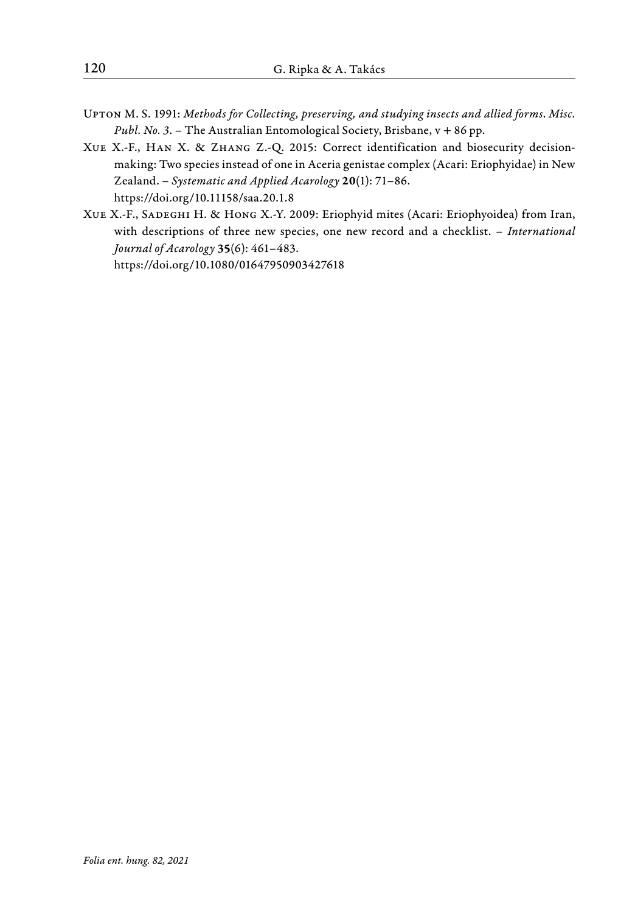Upton M. S. 1991: *Methods for Collecting, preserving, and studying insects and allied forms. Misc. Publ. No. 3.* – The Australian Entomological Society, Brisbane, v + 86 pp.

Xue X.-F., Han X. & Zhang Z.-Q. 2015: Correct identification and biosecurity decision-making: Two species instead of one in Aceria genistae complex (Acari: Eriophyidae) in New Zealand. – *Systematic and Applied Acarology* **20**(1): 71–86. https://doi.org/10.11158/saa.20.1.8

Xue X.-F., Sadeghi H. & Hong X.-Y. 2009: Eriophyid mites (Acari: Eriophyoidea) from Iran, with descriptions of three new species, one new record and a checklist. – *International Journal of Acarology* **35**(6): 461–483. https://doi.org/10.1080/01647950903427618